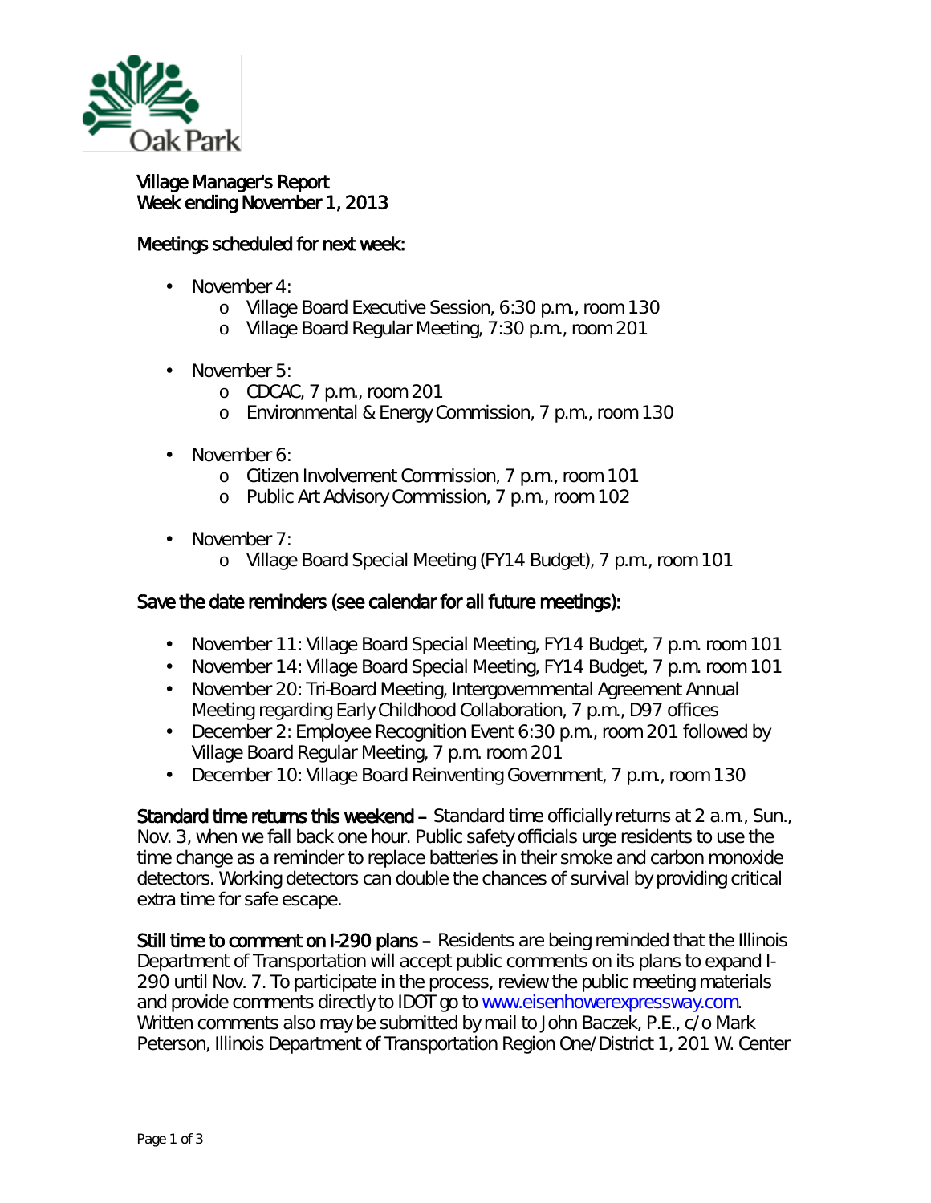Oak Park

# Village Manager's Report
## Week ending November 1, 2013

### Meetings scheduled for next week:

- November 4:
  - Village Board Executive Session, 6:30 p.m., room 130
  - Village Board Regular Meeting, 7:30 p.m., room 201
- November 5:
  - CDCAC, 7 p.m., room 201
  - Environmental & Energy Commission, 7 p.m., room 130
- November 6:
  - Citizen Involvement Commission, 7 p.m., room 101
  - Public Art Advisory Commission, 7 p.m., room 102
- November 7:
  - Village Board Special Meeting (FY14 Budget), 7 p.m., room 101

### Save the date reminders (see calendar for all future meetings):

- November 11: Village Board Special Meeting, FY14 Budget, 7 p.m. room 101
- November 14: Village Board Special Meeting, FY14 Budget, 7 p.m. room 101
- November 20: Tri-Board Meeting, Intergovernmental Agreement Annual Meeting regarding Early Childhood Collaboration, 7 p.m., D97 offices
- December 2: Employee Recognition Event 6:30 p.m., room 201 followed by Village Board Regular Meeting, 7 p.m. room 201
- December 10: Village Board Reinventing Government, 7 p.m., room 130

**Standard time returns this weekend –** Standard time officially returns at 2 a.m., Sun., Nov. 3, when we fall back one hour. Public safety officials urge residents to use the time change as a reminder to replace batteries in their smoke and carbon monoxide detectors. Working detectors can double the chances of survival by providing critical extra time for safe escape.

**Still time to comment on I-290 plans –** Residents are being reminded that the Illinois Department of Transportation will accept public comments on its plans to expand I-290 until Nov. 7. To participate in the process, review the public meeting materials and provide comments directly to IDOT go to [www.eisenhowerexpressway.com](http://www.eisenhowerexpressway.com). Written comments also may be submitted by mail to John Baczek, P.E., c/o Mark Peterson, Illinois Department of Transportation Region One/District 1, 201 W. Center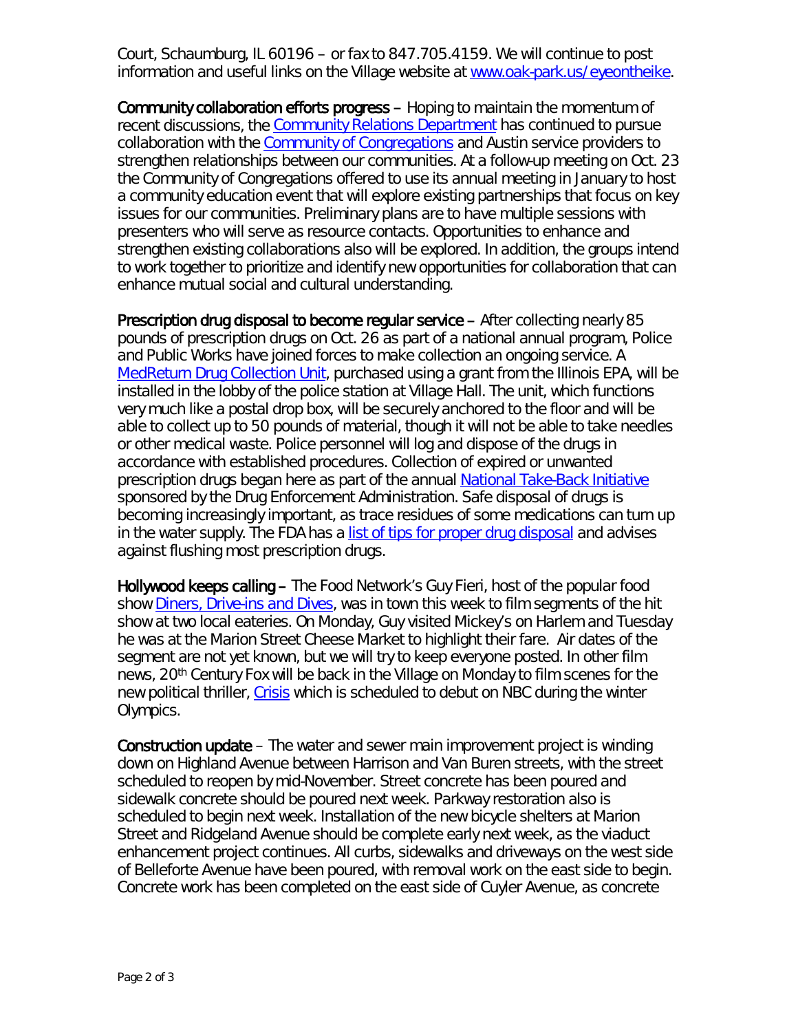Court, Schaumburg, IL 60196 – or fax to 847.705.4159. We will continue to post information and useful links on the Village website at [www.oak-park.us/eyeontheike](www.oak-park.us/eyeontheike).

**Community collaboration efforts progress –** Hoping to maintain the momentum of recent discussions, the Community Relations Department has continued to pursue collaboration with the Community of Congregations and Austin service providers to strengthen relationships between our communities. At a follow-up meeting on Oct. 23 the Community of Congregations offered to use its annual meeting in January to host a community education event that will explore existing partnerships that focus on key issues for our communities. Preliminary plans are to have multiple sessions with presenters who will serve as resource contacts. Opportunities to enhance and strengthen existing collaborations also will be explored. In addition, the groups intend to work together to prioritize and identify new opportunities for collaboration that can enhance mutual social and cultural understanding.

**Prescription drug disposal to become regular service –** After collecting nearly 85 pounds of prescription drugs on Oct. 26 as part of a national annual program, Police and Public Works have joined forces to make collection an ongoing service. A MedReturn Drug Collection Unit, purchased using a grant from the Illinois EPA, will be installed in the lobby of the police station at Village Hall. The unit, which functions very much like a postal drop box, will be securely anchored to the floor and will be able to collect up to 50 pounds of material, though it will not be able to take needles or other medical waste. Police personnel will log and dispose of the drugs in accordance with established procedures. Collection of expired or unwanted prescription drugs began here as part of the annual National Take-Back Initiative sponsored by the Drug Enforcement Administration. Safe disposal of drugs is becoming increasingly important, as trace residues of some medications can turn up in the water supply. The FDA has a list of tips for proper drug disposal and advises against flushing most prescription drugs.

**Hollywood keeps calling –** The Food Network's Guy Fieri, host of the popular food show Diners, Drive-ins and Dives, was in town this week to film segments of the hit show at two local eateries. On Monday, Guy visited Mickey's on Harlem and Tuesday he was at the Marion Street Cheese Market to highlight their fare. Air dates of the segment are not yet known, but we will try to keep everyone posted. In other film news, 20th Century Fox will be back in the Village on Monday to film scenes for the new political thriller, Crisis which is scheduled to debut on NBC during the winter Olympics.

**Construction update** – The water and sewer main improvement project is winding down on Highland Avenue between Harrison and Van Buren streets, with the street scheduled to reopen by mid-November. Street concrete has been poured and sidewalk concrete should be poured next week. Parkway restoration also is scheduled to begin next week. Installation of the new bicycle shelters at Marion Street and Ridgeland Avenue should be complete early next week, as the viaduct enhancement project continues. All curbs, sidewalks and driveways on the west side of Belleforte Avenue have been poured, with removal work on the east side to begin. Concrete work has been completed on the east side of Cuyler Avenue, as concrete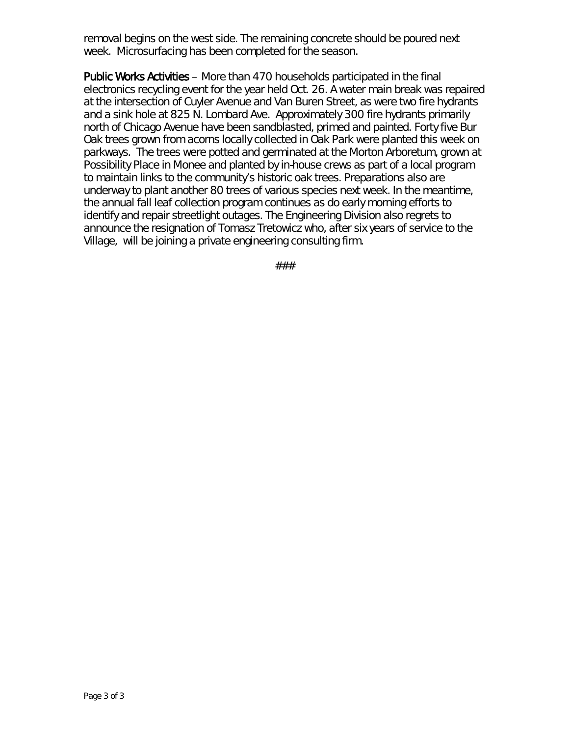removal begins on the west side. The remaining concrete should be poured next week. Microsurfacing has been completed for the season.

**Public Works Activities** – More than 470 households participated in the final electronics recycling event for the year held Oct. 26. A water main break was repaired at the intersection of Cuyler Avenue and Van Buren Street, as were two fire hydrants and a sink hole at 825 N. Lombard Ave. Approximately 300 fire hydrants primarily north of Chicago Avenue have been sandblasted, primed and painted. Forty five Bur Oak trees grown from acorns locally collected in Oak Park were planted this week on parkways. The trees were potted and germinated at the Morton Arboretum, grown at Possibility Place in Monee and planted by in-house crews as part of a local program to maintain links to the community's historic oak trees. Preparations also are underway to plant another 80 trees of various species next week. In the meantime, the annual fall leaf collection program continues as do early morning efforts to identify and repair streetlight outages. The Engineering Division also regrets to announce the resignation of Tomasz Tretowicz who, after six years of service to the Village, will be joining a private engineering consulting firm.

###